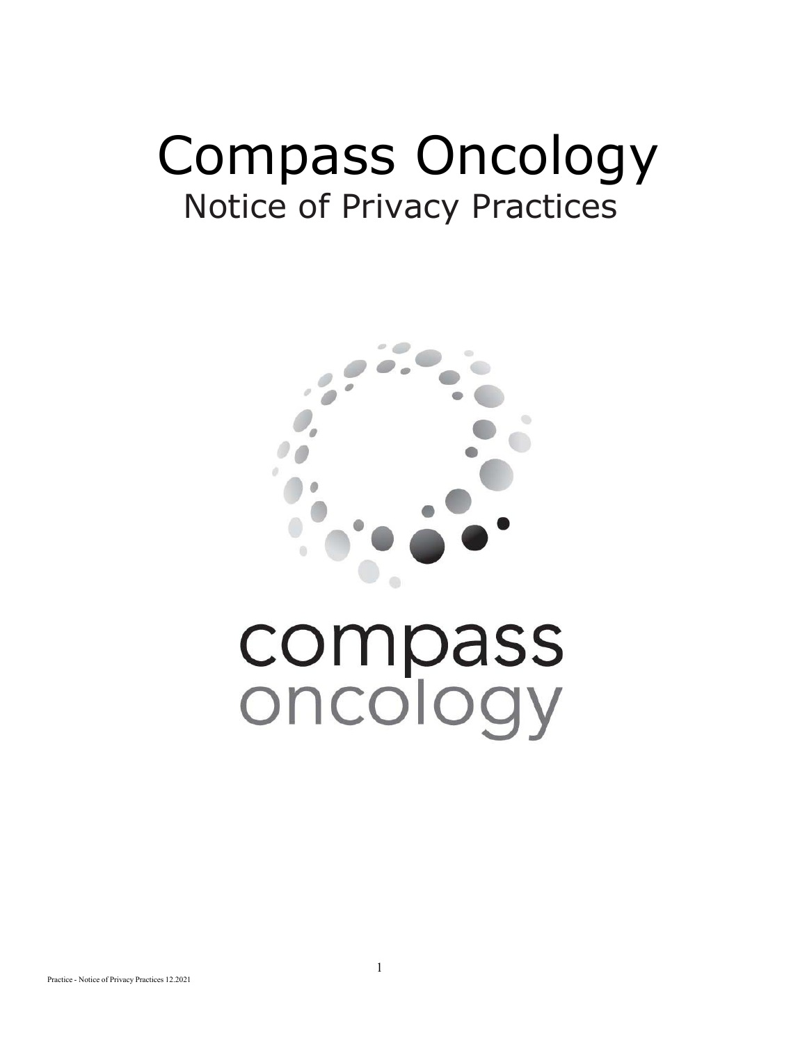# Compass Oncology

## Notice of Privacy Practices

compass
oncology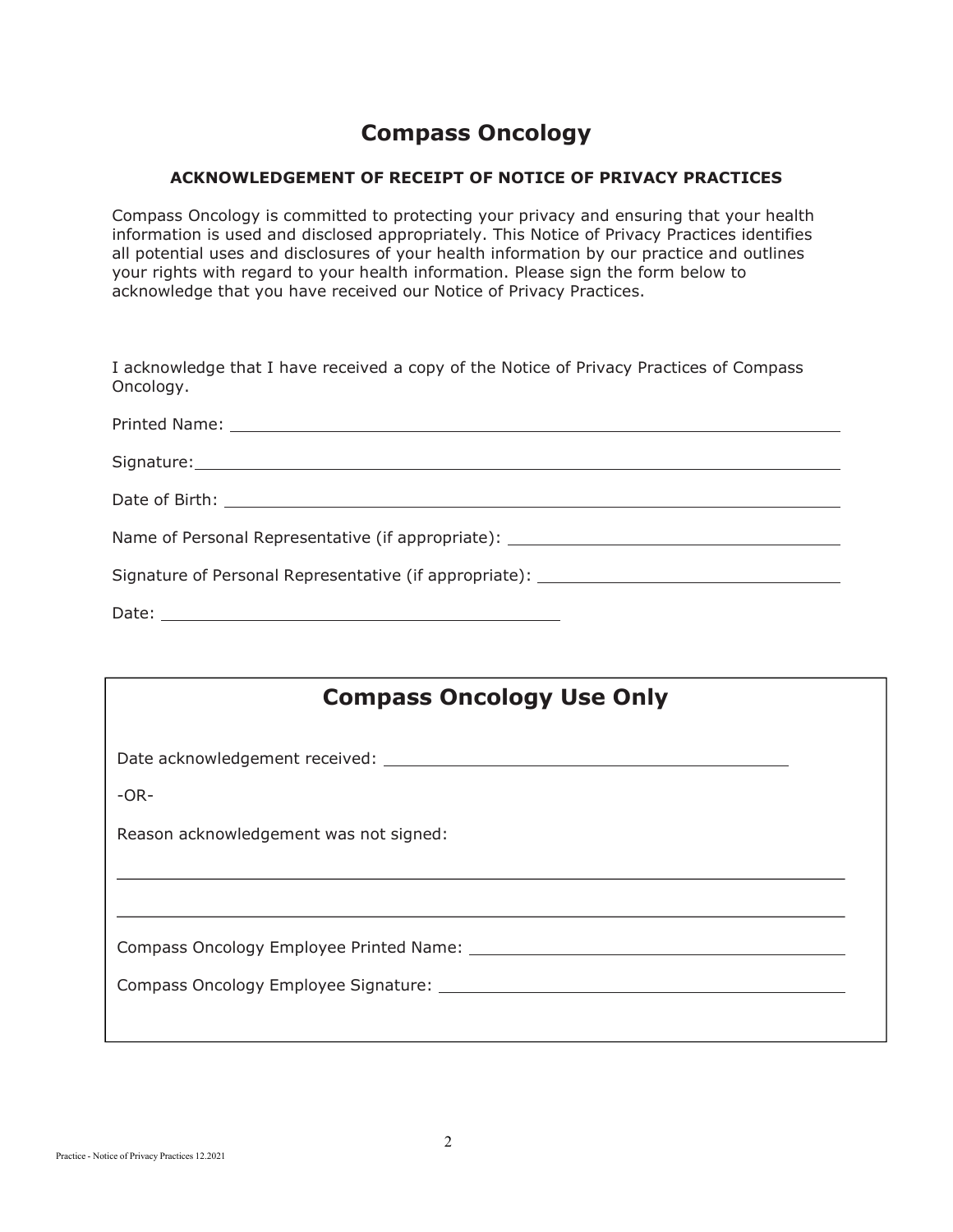# Compass Oncology

### ACKNOWLEDGEMENT OF RECEIPT OF NOTICE OF PRIVACY PRACTICES

Compass Oncology is committed to protecting your privacy and ensuring that your health information is used and disclosed appropriately. This Notice of Privacy Practices identifies all potential uses and disclosures of your health information by our practice and outlines your rights with regard to your health information. Please sign the form below to acknowledge that you have received our Notice of Privacy Practices.

I acknowledge that I have received a copy of the Notice of Privacy Practices of Compass Oncology.

Printed Name: ______________________________________________

Signature: ______________________________________________

Date of Birth: ______________________________________________

Name of Personal Representative (if appropriate): ______________________________

Signature of Personal Representative (if appropriate): ______________________________

Date: ______________________________

## Compass Oncology Use Only

Date acknowledgement received: ______________________________

-OR-

Reason acknowledgement was not signed:

______________________________________________

______________________________________________

Compass Oncology Employee Printed Name: ______________________________

Compass Oncology Employee Signature: ______________________________

Practice - Notice of Privacy Practices 12.2021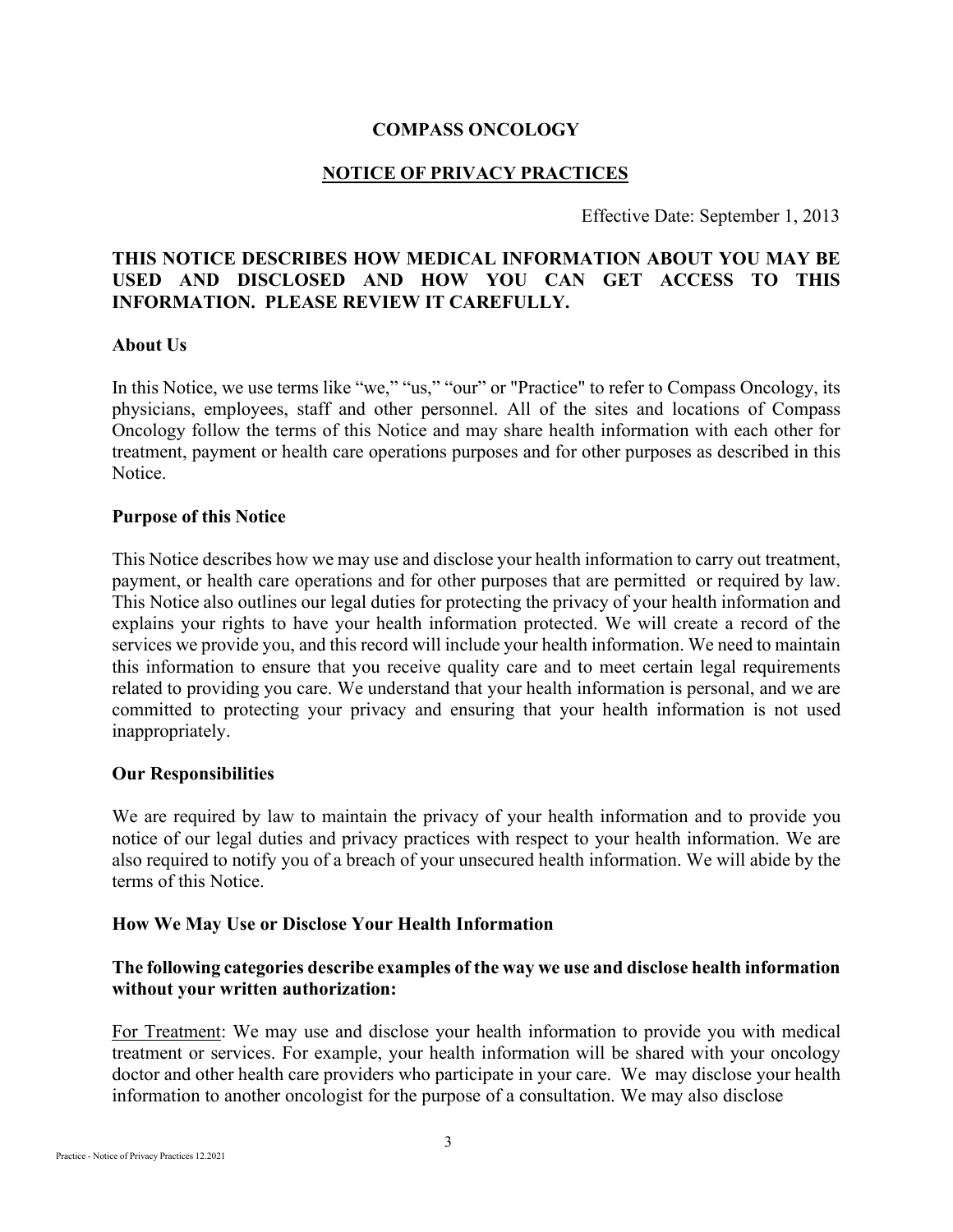# COMPASS ONCOLOGY

## NOTICE OF PRIVACY PRACTICES

Effective Date: September 1, 2013

**THIS NOTICE DESCRIBES HOW MEDICAL INFORMATION ABOUT YOU MAY BE USED AND DISCLOSED AND HOW YOU CAN GET ACCESS TO THIS INFORMATION. PLEASE REVIEW IT CAREFULLY.**

### About Us

In this Notice, we use terms like "we," "us," "our" or "Practice" to refer to Compass Oncology, its physicians, employees, staff and other personnel. All of the sites and locations of Compass Oncology follow the terms of this Notice and may share health information with each other for treatment, payment or health care operations purposes and for other purposes as described in this Notice.

### Purpose of this Notice

This Notice describes how we may use and disclose your health information to carry out treatment, payment, or health care operations and for other purposes that are permitted or required by law. This Notice also outlines our legal duties for protecting the privacy of your health information and explains your rights to have your health information protected. We will create a record of the services we provide you, and this record will include your health information. We need to maintain this information to ensure that you receive quality care and to meet certain legal requirements related to providing you care. We understand that your health information is personal, and we are committed to protecting your privacy and ensuring that your health information is not used inappropriately.

### Our Responsibilities

We are required by law to maintain the privacy of your health information and to provide you notice of our legal duties and privacy practices with respect to your health information. We are also required to notify you of a breach of your unsecured health information. We will abide by the terms of this Notice.

### How We May Use or Disclose Your Health Information

**The following categories describe examples of the way we use and disclose health information without your written authorization:**

For Treatment: We may use and disclose your health information to provide you with medical treatment or services. For example, your health information will be shared with your oncology doctor and other health care providers who participate in your care. We may disclose your health information to another oncologist for the purpose of a consultation. We may also disclose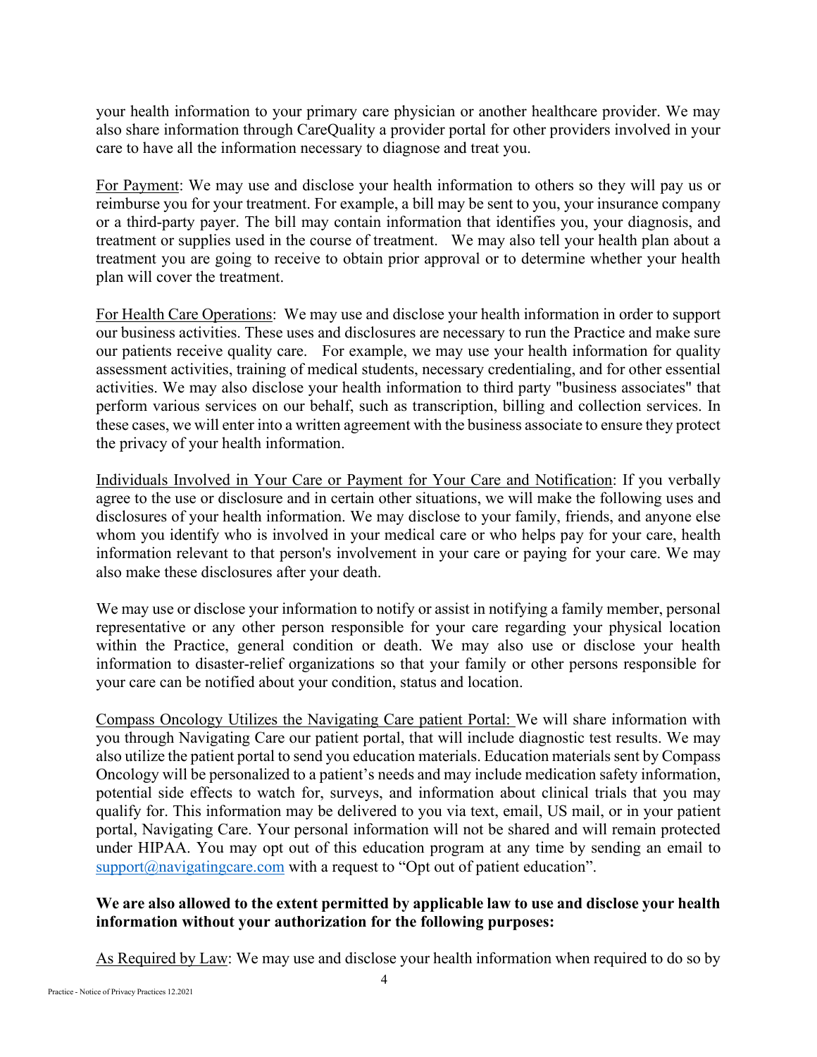your health information to your primary care physician or another healthcare provider. We may also share information through CareQuality a provider portal for other providers involved in your care to have all the information necessary to diagnose and treat you.

For Payment: We may use and disclose your health information to others so they will pay us or reimburse you for your treatment. For example, a bill may be sent to you, your insurance company or a third-party payer. The bill may contain information that identifies you, your diagnosis, and treatment or supplies used in the course of treatment. We may also tell your health plan about a treatment you are going to receive to obtain prior approval or to determine whether your health plan will cover the treatment.

For Health Care Operations: We may use and disclose your health information in order to support our business activities. These uses and disclosures are necessary to run the Practice and make sure our patients receive quality care. For example, we may use your health information for quality assessment activities, training of medical students, necessary credentialing, and for other essential activities. We may also disclose your health information to third party "business associates" that perform various services on our behalf, such as transcription, billing and collection services. In these cases, we will enter into a written agreement with the business associate to ensure they protect the privacy of your health information.

Individuals Involved in Your Care or Payment for Your Care and Notification: If you verbally agree to the use or disclosure and in certain other situations, we will make the following uses and disclosures of your health information. We may disclose to your family, friends, and anyone else whom you identify who is involved in your medical care or who helps pay for your care, health information relevant to that person's involvement in your care or paying for your care. We may also make these disclosures after your death.

We may use or disclose your information to notify or assist in notifying a family member, personal representative or any other person responsible for your care regarding your physical location within the Practice, general condition or death. We may also use or disclose your health information to disaster-relief organizations so that your family or other persons responsible for your care can be notified about your condition, status and location.

Compass Oncology Utilizes the Navigating Care patient Portal: We will share information with you through Navigating Care our patient portal, that will include diagnostic test results. We may also utilize the patient portal to send you education materials. Education materials sent by Compass Oncology will be personalized to a patient's needs and may include medication safety information, potential side effects to watch for, surveys, and information about clinical trials that you may qualify for. This information may be delivered to you via text, email, US mail, or in your patient portal, Navigating Care. Your personal information will not be shared and will remain protected under HIPAA. You may opt out of this education program at any time by sending an email to support@navigatingcare.com with a request to "Opt out of patient education".

**We are also allowed to the extent permitted by applicable law to use and disclose your health information without your authorization for the following purposes:**

As Required by Law: We may use and disclose your health information when required to do so by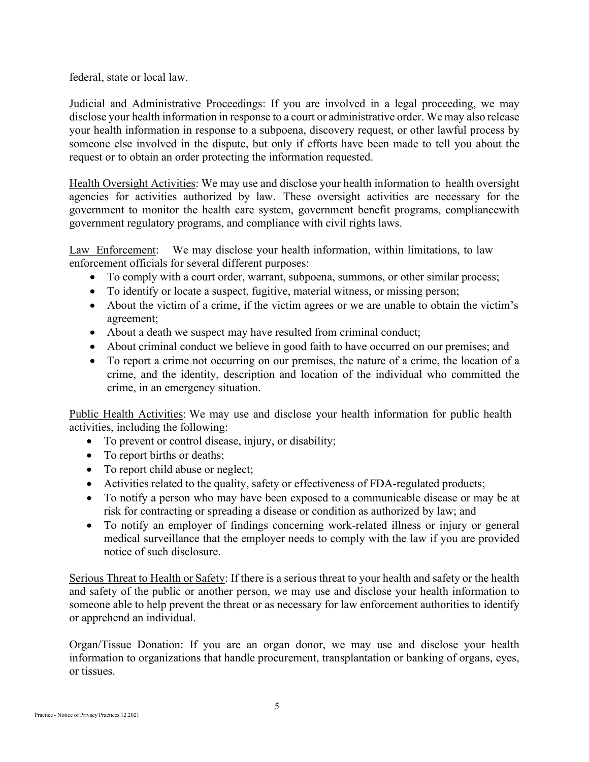federal, state or local law.

Judicial and Administrative Proceedings: If you are involved in a legal proceeding, we may disclose your health information in response to a court or administrative order. We may also release your health information in response to a subpoena, discovery request, or other lawful process by someone else involved in the dispute, but only if efforts have been made to tell you about the request or to obtain an order protecting the information requested.

Health Oversight Activities: We may use and disclose your health information to health oversight agencies for activities authorized by law. These oversight activities are necessary for the government to monitor the health care system, government benefit programs, compliancewith government regulatory programs, and compliance with civil rights laws.

Law Enforcement: We may disclose your health information, within limitations, to law enforcement officials for several different purposes:

- To comply with a court order, warrant, subpoena, summons, or other similar process;
- To identify or locate a suspect, fugitive, material witness, or missing person;
- About the victim of a crime, if the victim agrees or we are unable to obtain the victim's agreement;
- About a death we suspect may have resulted from criminal conduct;
- About criminal conduct we believe in good faith to have occurred on our premises; and
- To report a crime not occurring on our premises, the nature of a crime, the location of a crime, and the identity, description and location of the individual who committed the crime, in an emergency situation.

Public Health Activities: We may use and disclose your health information for public health activities, including the following:

- To prevent or control disease, injury, or disability;
- To report births or deaths;
- To report child abuse or neglect;
- Activities related to the quality, safety or effectiveness of FDA-regulated products;
- To notify a person who may have been exposed to a communicable disease or may be at risk for contracting or spreading a disease or condition as authorized by law; and
- To notify an employer of findings concerning work-related illness or injury or general medical surveillance that the employer needs to comply with the law if you are provided notice of such disclosure.

Serious Threat to Health or Safety: If there is a serious threat to your health and safety or the health and safety of the public or another person, we may use and disclose your health information to someone able to help prevent the threat or as necessary for law enforcement authorities to identify or apprehend an individual.

Organ/Tissue Donation: If you are an organ donor, we may use and disclose your health information to organizations that handle procurement, transplantation or banking of organs, eyes, or tissues.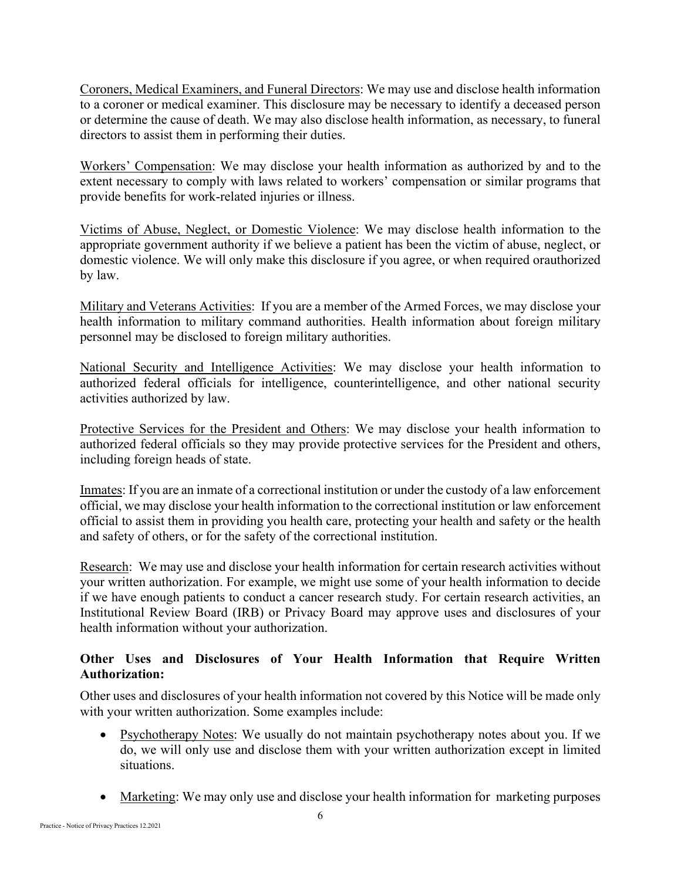Coroners, Medical Examiners, and Funeral Directors: We may use and disclose health information to a coroner or medical examiner. This disclosure may be necessary to identify a deceased person or determine the cause of death. We may also disclose health information, as necessary, to funeral directors to assist them in performing their duties.

Workers' Compensation: We may disclose your health information as authorized by and to the extent necessary to comply with laws related to workers' compensation or similar programs that provide benefits for work-related injuries or illness.

Victims of Abuse, Neglect, or Domestic Violence: We may disclose health information to the appropriate government authority if we believe a patient has been the victim of abuse, neglect, or domestic violence. We will only make this disclosure if you agree, or when required orauthorized by law.

Military and Veterans Activities: If you are a member of the Armed Forces, we may disclose your health information to military command authorities. Health information about foreign military personnel may be disclosed to foreign military authorities.

National Security and Intelligence Activities: We may disclose your health information to authorized federal officials for intelligence, counterintelligence, and other national security activities authorized by law.

Protective Services for the President and Others: We may disclose your health information to authorized federal officials so they may provide protective services for the President and others, including foreign heads of state.

Inmates: If you are an inmate of a correctional institution or under the custody of a law enforcement official, we may disclose your health information to the correctional institution or law enforcement official to assist them in providing you health care, protecting your health and safety or the health and safety of others, or for the safety of the correctional institution.

Research: We may use and disclose your health information for certain research activities without your written authorization. For example, we might use some of your health information to decide if we have enough patients to conduct a cancer research study. For certain research activities, an Institutional Review Board (IRB) or Privacy Board may approve uses and disclosures of your health information without your authorization.

**Other Uses and Disclosures of Your Health Information that Require Written Authorization:**

Other uses and disclosures of your health information not covered by this Notice will be made only with your written authorization. Some examples include:

- Psychotherapy Notes: We usually do not maintain psychotherapy notes about you. If we do, we will only use and disclose them with your written authorization except in limited situations.

- Marketing: We may only use and disclose your health information for marketing purposes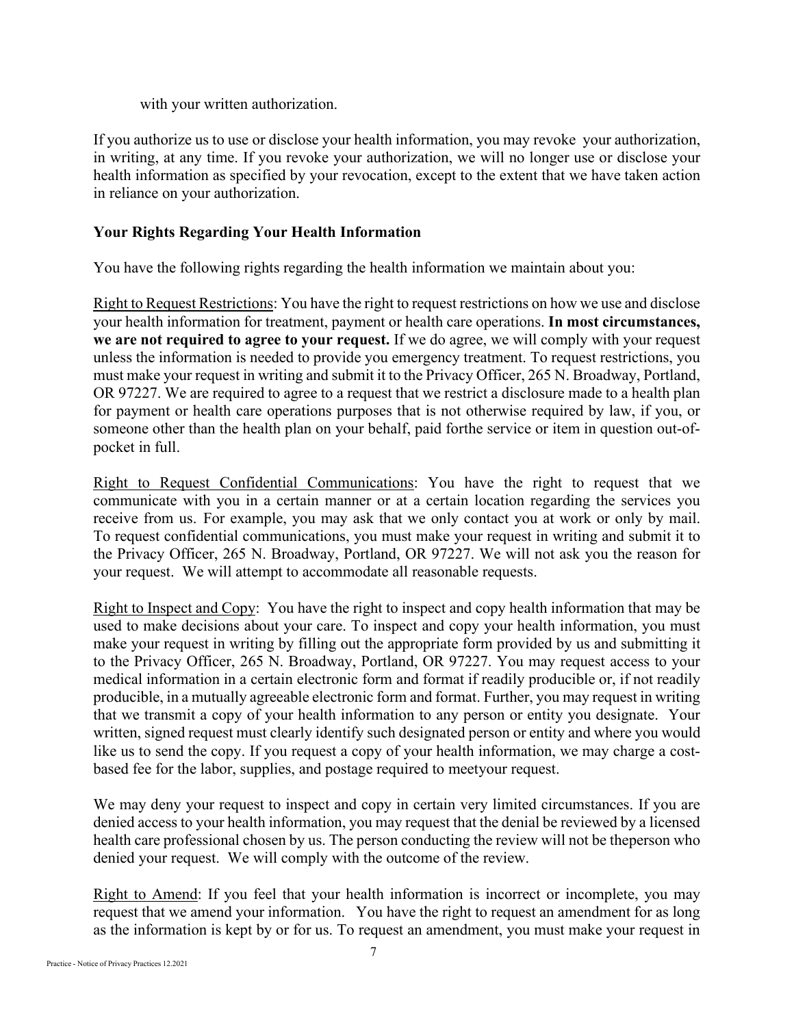with your written authorization.

If you authorize us to use or disclose your health information, you may revoke your authorization, in writing, at any time. If you revoke your authorization, we will no longer use or disclose your health information as specified by your revocation, except to the extent that we have taken action in reliance on your authorization.

**Your Rights Regarding Your Health Information**

You have the following rights regarding the health information we maintain about you:

<u>Right to Request Restrictions</u>: You have the right to request restrictions on how we use and disclose your health information for treatment, payment or health care operations. **In most circumstances, we are not required to agree to your request.** If we do agree, we will comply with your request unless the information is needed to provide you emergency treatment. To request restrictions, you must make your request in writing and submit it to the Privacy Officer, 265 N. Broadway, Portland, OR 97227. We are required to agree to a request that we restrict a disclosure made to a health plan for payment or health care operations purposes that is not otherwise required by law, if you, or someone other than the health plan on your behalf, paid forthe service or item in question out-of-pocket in full.

<u>Right to Request Confidential Communications</u>: You have the right to request that we communicate with you in a certain manner or at a certain location regarding the services you receive from us. For example, you may ask that we only contact you at work or only by mail. To request confidential communications, you must make your request in writing and submit it to the Privacy Officer, 265 N. Broadway, Portland, OR 97227. We will not ask you the reason for your request. We will attempt to accommodate all reasonable requests.

<u>Right to Inspect and Copy</u>: You have the right to inspect and copy health information that may be used to make decisions about your care. To inspect and copy your health information, you must make your request in writing by filling out the appropriate form provided by us and submitting it to the Privacy Officer, 265 N. Broadway, Portland, OR 97227. You may request access to your medical information in a certain electronic form and format if readily producible or, if not readily producible, in a mutually agreeable electronic form and format. Further, you may request in writing that we transmit a copy of your health information to any person or entity you designate. Your written, signed request must clearly identify such designated person or entity and where you would like us to send the copy. If you request a copy of your health information, we may charge a cost-based fee for the labor, supplies, and postage required to meetyour request.

We may deny your request to inspect and copy in certain very limited circumstances. If you are denied access to your health information, you may request that the denial be reviewed by a licensed health care professional chosen by us. The person conducting the review will not be theperson who denied your request. We will comply with the outcome of the review.

<u>Right to Amend</u>: If you feel that your health information is incorrect or incomplete, you may request that we amend your information. You have the right to request an amendment for as long as the information is kept by or for us. To request an amendment, you must make your request in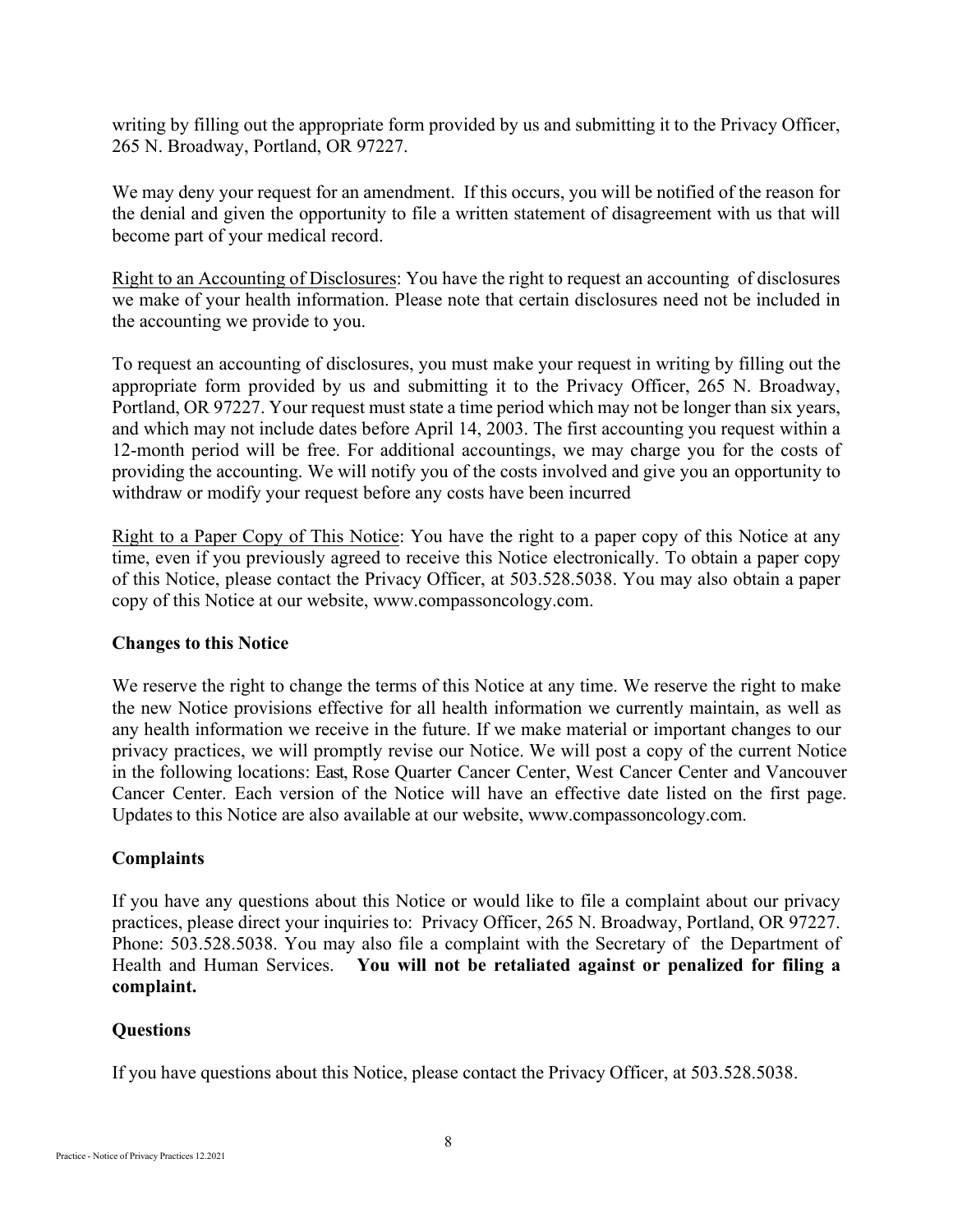writing by filling out the appropriate form provided by us and submitting it to the Privacy Officer, 265 N. Broadway, Portland, OR 97227.

We may deny your request for an amendment. If this occurs, you will be notified of the reason for the denial and given the opportunity to file a written statement of disagreement with us that will become part of your medical record.

Right to an Accounting of Disclosures: You have the right to request an accounting of disclosures we make of your health information. Please note that certain disclosures need not be included in the accounting we provide to you.

To request an accounting of disclosures, you must make your request in writing by filling out the appropriate form provided by us and submitting it to the Privacy Officer, 265 N. Broadway, Portland, OR 97227. Your request must state a time period which may not be longer than six years, and which may not include dates before April 14, 2003. The first accounting you request within a 12-month period will be free. For additional accountings, we may charge you for the costs of providing the accounting. We will notify you of the costs involved and give you an opportunity to withdraw or modify your request before any costs have been incurred

Right to a Paper Copy of This Notice: You have the right to a paper copy of this Notice at any time, even if you previously agreed to receive this Notice electronically. To obtain a paper copy of this Notice, please contact the Privacy Officer, at 503.528.5038. You may also obtain a paper copy of this Notice at our website, www.compassoncology.com.

**Changes to this Notice**

We reserve the right to change the terms of this Notice at any time. We reserve the right to make the new Notice provisions effective for all health information we currently maintain, as well as any health information we receive in the future. If we make material or important changes to our privacy practices, we will promptly revise our Notice. We will post a copy of the current Notice in the following locations: East, Rose Quarter Cancer Center, West Cancer Center and Vancouver Cancer Center. Each version of the Notice will have an effective date listed on the first page. Updates to this Notice are also available at our website, www.compassoncology.com.

**Complaints**

If you have any questions about this Notice or would like to file a complaint about our privacy practices, please direct your inquiries to: Privacy Officer, 265 N. Broadway, Portland, OR 97227. Phone: 503.528.5038. You may also file a complaint with the Secretary of the Department of Health and Human Services. **You will not be retaliated against or penalized for filing a complaint.**

**Questions**

If you have questions about this Notice, please contact the Privacy Officer, at 503.528.5038.